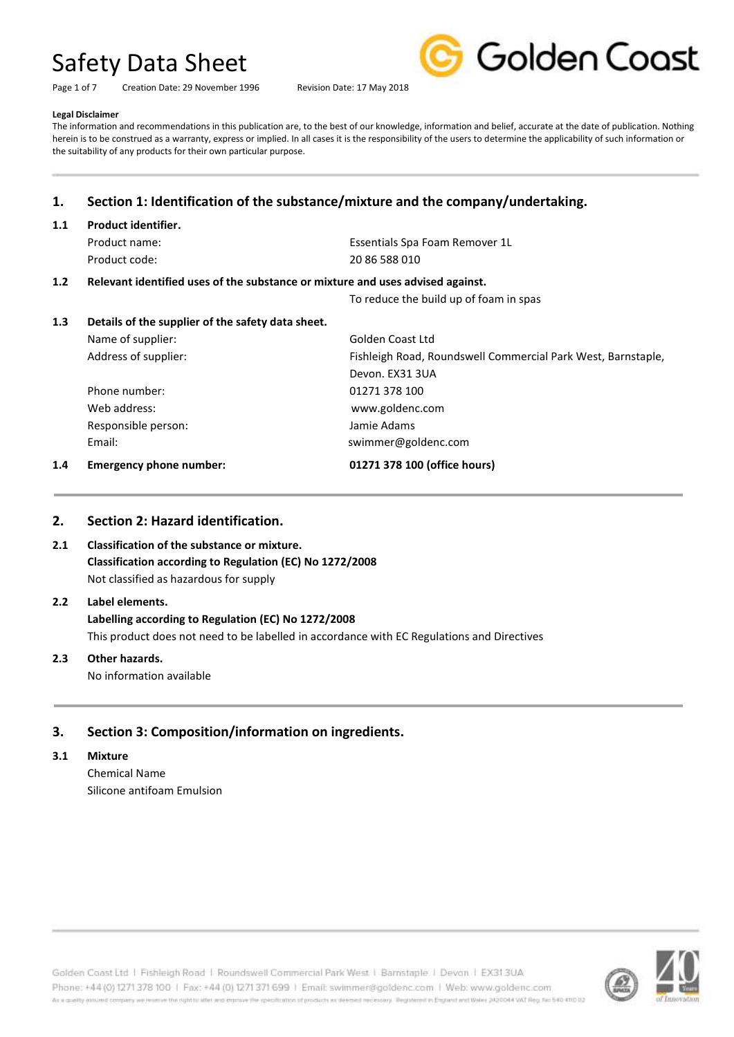# Safety Data Sheet

Creation Date: 29 November 1996 Revision Date: 17 May 2018

**Legal Disclaimer**

The information and recommendations in this publication are, to the best of our knowledge, information and belief, accurate at the date of publication. Nothing herein is to be construed as a warranty, express or implied. In all cases it is the responsibility of the users to determine the applicability of such information or the suitability of any products for their own particular purpose.

## 1. Section 1: Identification of the substance/mixture and the company/undertaking.

### 1.1 Product identifier.

| | |
|---|---|
| Product name: | Essentials Spa Foam Remover 1L |
| Product code: | 20 86 588 010 |

### 1.2 Relevant identified uses of the substance or mixture and uses advised against.

To reduce the build up of foam in spas

### 1.3 Details of the supplier of the safety data sheet.

| | |
|---|---|
| Name of supplier: | Golden Coast Ltd |
| Address of supplier: | Fishleigh Road, Roundswell Commercial Park West, Barnstaple, Devon. EX31 3UA |
| Phone number: | 01271 378 100 |
| Web address: | www.goldenc.com |
| Responsible person: | Jamie Adams |
| Email: | swimmer@goldenc.com |

### 1.4 Emergency phone number: **01271 378 100 (office hours)**

## 2. Section 2: Hazard identification.

### 2.1 Classification of the substance or mixture.

**Classification according to Regulation (EC) No 1272/2008**

Not classified as hazardous for supply

### 2.2 Label elements.

**Labelling according to Regulation (EC) No 1272/2008**

This product does not need to be labelled in accordance with EC Regulations and Directives

### 2.3 Other hazards.

No information available

## 3. Section 3: Composition/information on ingredients.

### 3.1 Mixture

Chemical Name

Silicone antifoam Emulsion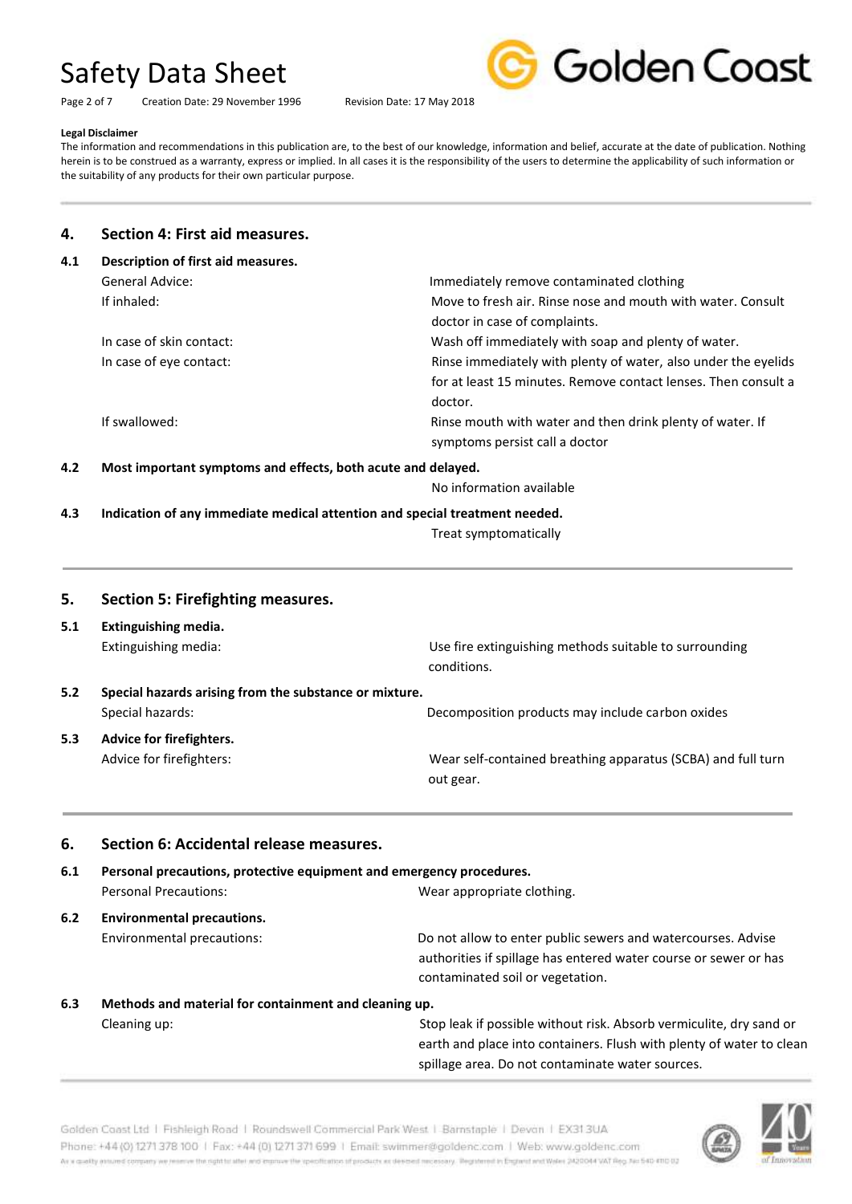**Legal Disclaimer**

The information and recommendations in this publication are, to the best of our knowledge, information and belief, accurate at the date of publication. Nothing herein is to be construed as a warranty, express or implied. In all cases it is the responsibility of the users to determine the applicability of such information or the suitability of any products for their own particular purpose.

## 4. Section 4: First aid measures.

### 4.1 Description of first aid measures.

| | |
|---|---|
| General Advice: | Immediately remove contaminated clothing |
| If inhaled: | Move to fresh air. Rinse nose and mouth with water. Consult doctor in case of complaints. |
| In case of skin contact: | Wash off immediately with soap and plenty of water. |
| In case of eye contact: | Rinse immediately with plenty of water, also under the eyelids for at least 15 minutes. Remove contact lenses. Then consult a doctor. |
| If swallowed: | Rinse mouth with water and then drink plenty of water. If symptoms persist call a doctor |

### 4.2 Most important symptoms and effects, both acute and delayed.

No information available

### 4.3 Indication of any immediate medical attention and special treatment needed.

Treat symptomatically

## 5. Section 5: Firefighting measures.

### 5.1 Extinguishing media.

| | |
|---|---|
| Extinguishing media: | Use fire extinguishing methods suitable to surrounding conditions. |

### 5.2 Special hazards arising from the substance or mixture.

| | |
|---|---|
| Special hazards: | Decomposition products may include carbon oxides |

### 5.3 Advice for firefighters.

| | |
|---|---|
| Advice for firefighters: | Wear self-contained breathing apparatus (SCBA) and full turn out gear. |

## 6. Section 6: Accidental release measures.

### 6.1 Personal precautions, protective equipment and emergency procedures.

| | |
|---|---|
| Personal Precautions: | Wear appropriate clothing. |

### 6.2 Environmental precautions.

| | |
|---|---|
| Environmental precautions: | Do not allow to enter public sewers and watercourses. Advise authorities if spillage has entered water course or sewer or has contaminated soil or vegetation. |

### 6.3 Methods and material for containment and cleaning up.

| | |
|---|---|
| Cleaning up: | Stop leak if possible without risk. Absorb vermiculite, dry sand or earth and place into containers. Flush with plenty of water to clean spillage area. Do not contaminate water sources. |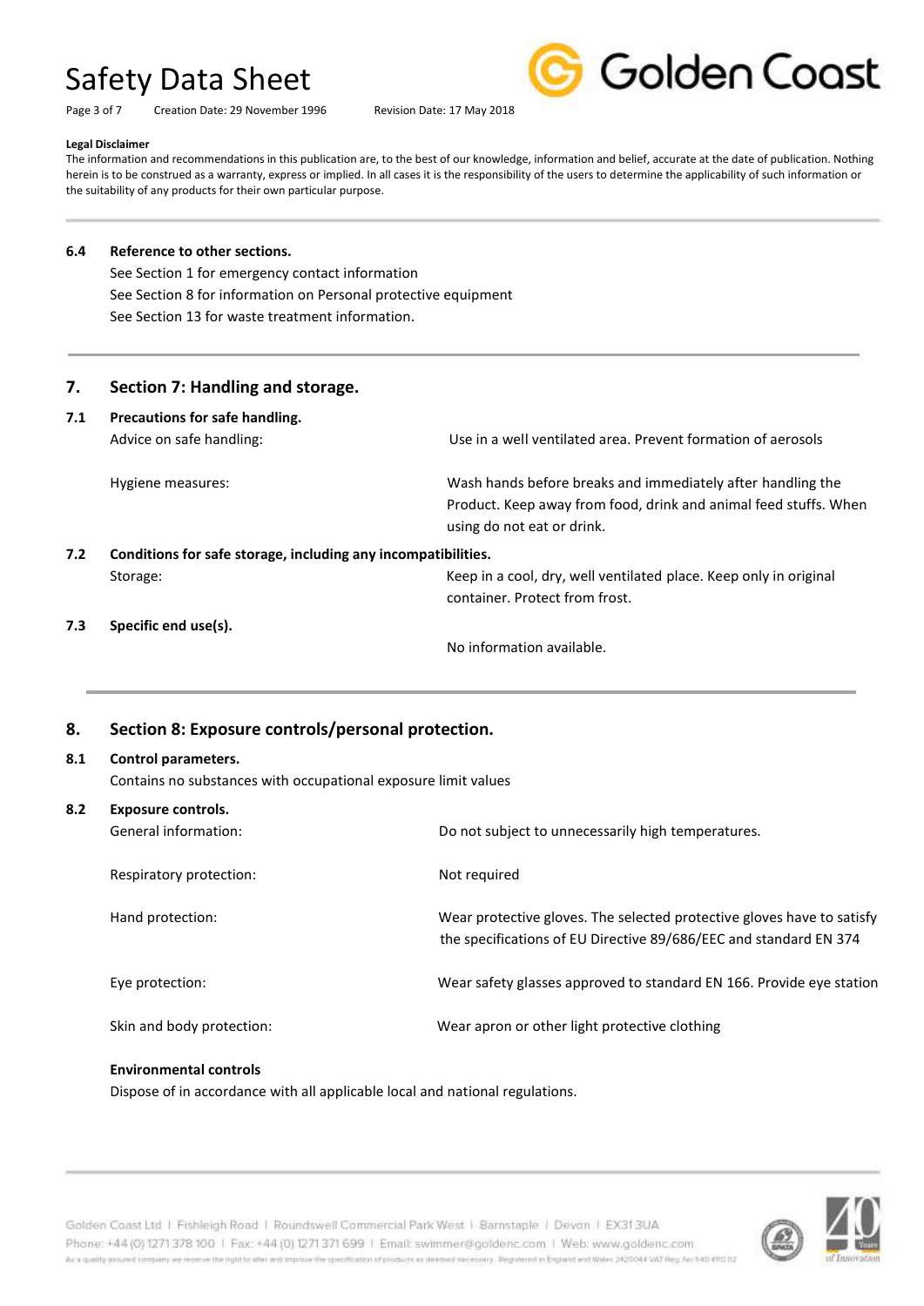**Legal Disclaimer**

The information and recommendations in this publication are, to the best of our knowledge, information and belief, accurate at the date of publication. Nothing herein is to be construed as a warranty, express or implied. In all cases it is the responsibility of the users to determine the applicability of such information or the suitability of any products for their own particular purpose.

---

### 6.4 Reference to other sections.

See Section 1 for emergency contact information

See Section 8 for information on Personal protective equipment

See Section 13 for waste treatment information.

---

## 7. Section 7: Handling and storage.

### 7.1 Precautions for safe handling.

| | |
|---|---|
| Advice on safe handling: | Use in a well ventilated area. Prevent formation of aerosols |
| Hygiene measures: | Wash hands before breaks and immediately after handling the Product. Keep away from food, drink and animal feed stuffs. When using do not eat or drink. |

### 7.2 Conditions for safe storage, including any incompatibilities.

| | |
|---|---|
| Storage: | Keep in a cool, dry, well ventilated place. Keep only in original container. Protect from frost. |

### 7.3 Specific end use(s).

No information available.

---

## 8. Section 8: Exposure controls/personal protection.

### 8.1 Control parameters.

Contains no substances with occupational exposure limit values

### 8.2 Exposure controls.

| | |
|---|---|
| General information: | Do not subject to unnecessarily high temperatures. |
| Respiratory protection: | Not required |
| Hand protection: | Wear protective gloves. The selected protective gloves have to satisfy the specifications of EU Directive 89/686/EEC and standard EN 374 |
| Eye protection: | Wear safety glasses approved to standard EN 166. Provide eye station |
| Skin and body protection: | Wear apron or other light protective clothing |

**Environmental controls**

Dispose of in accordance with all applicable local and national regulations.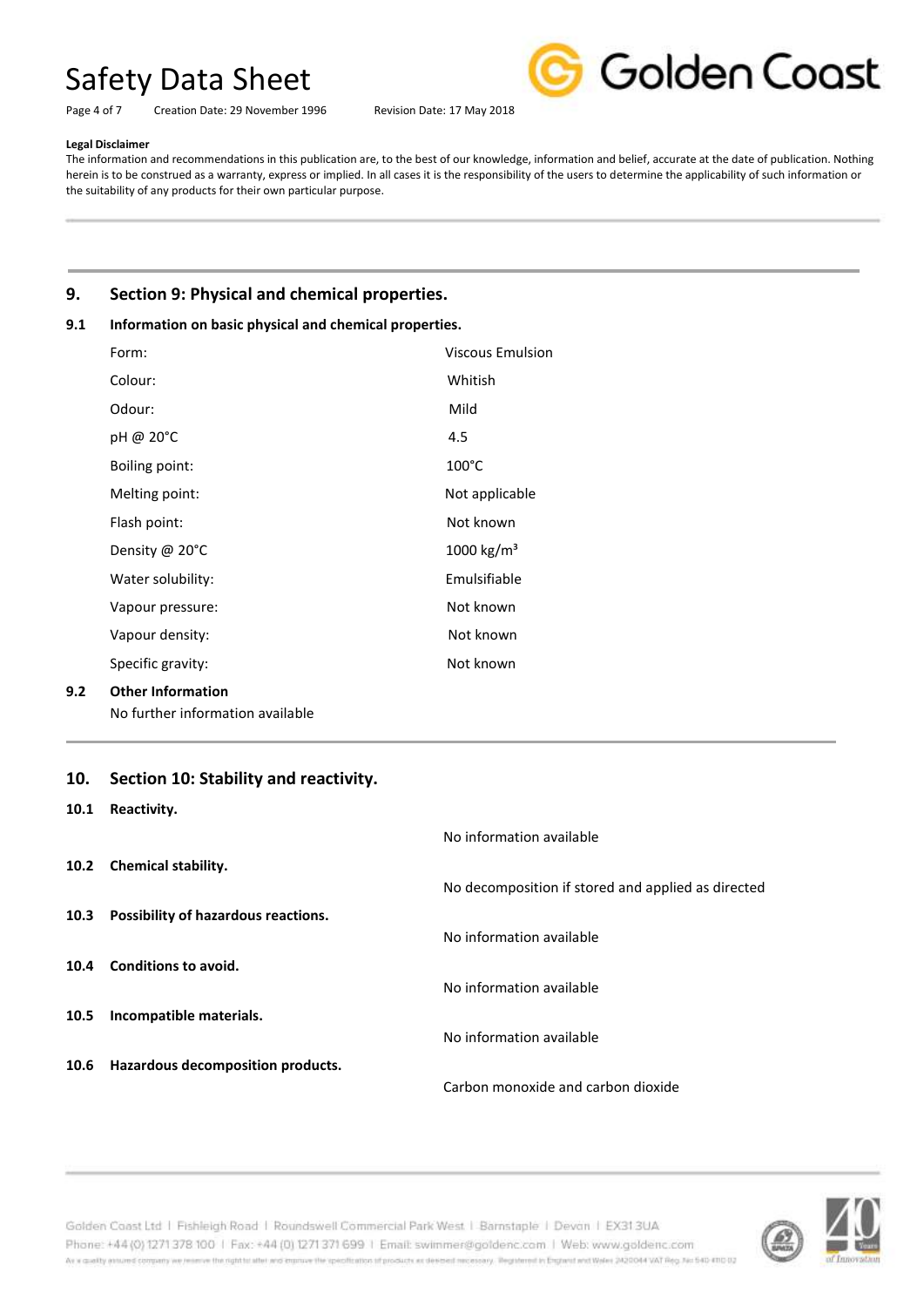**Legal Disclaimer**

The information and recommendations in this publication are, to the best of our knowledge, information and belief, accurate at the date of publication. Nothing herein is to be construed as a warranty, express or implied. In all cases it is the responsibility of the users to determine the applicability of such information or the suitability of any products for their own particular purpose.

## 9. Section 9: Physical and chemical properties.

### 9.1 Information on basic physical and chemical properties.

| | |
|---|---|
| Form: | Viscous Emulsion |
| Colour: | Whitish |
| Odour: | Mild |
| pH @ 20°C | 4.5 |
| Boiling point: | 100°C |
| Melting point: | Not applicable |
| Flash point: | Not known |
| Density @ 20°C | 1000 kg/m³ |
| Water solubility: | Emulsifiable |
| Vapour pressure: | Not known |
| Vapour density: | Not known |
| Specific gravity: | Not known |

### 9.2 Other Information

No further information available

## 10. Section 10: Stability and reactivity.

**10.1 Reactivity.**

No information available

**10.2 Chemical stability.**

No decomposition if stored and applied as directed

**10.3 Possibility of hazardous reactions.**

No information available

**10.4 Conditions to avoid.**

No information available

**10.5 Incompatible materials.**

No information available

**10.6 Hazardous decomposition products.**

Carbon monoxide and carbon dioxide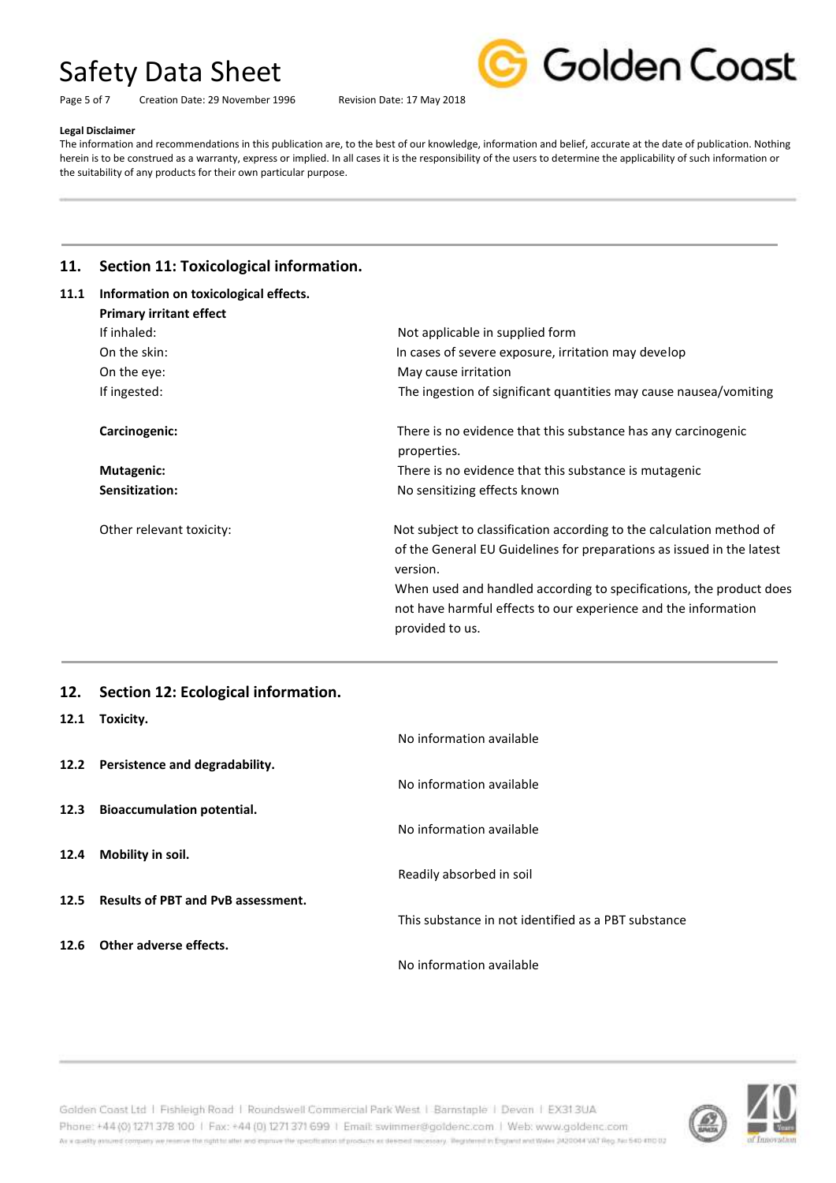**Legal Disclaimer**

The information and recommendations in this publication are, to the best of our knowledge, information and belief, accurate at the date of publication. Nothing herein is to be construed as a warranty, express or implied. In all cases it is the responsibility of the users to determine the applicability of such information or the suitability of any products for their own particular purpose.

## 11. Section 11: Toxicological information.

### 11.1 Information on toxicological effects.

**Primary irritant effect**

| | |
|---|---|
| If inhaled: | Not applicable in supplied form |
| On the skin: | In cases of severe exposure, irritation may develop |
| On the eye: | May cause irritation |
| If ingested: | The ingestion of significant quantities may cause nausea/vomiting |
| **Carcinogenic:** | There is no evidence that this substance has any carcinogenic properties. |
| **Mutagenic:** | There is no evidence that this substance is mutagenic |
| **Sensitization:** | No sensitizing effects known |
| Other relevant toxicity: | Not subject to classification according to the calculation method of of the General EU Guidelines for preparations as issued in the latest version. When used and handled according to specifications, the product does not have harmful effects to our experience and the information provided to us. |

## 12. Section 12: Ecological information.

### 12.1 Toxicity.

No information available

### 12.2 Persistence and degradability.

No information available

### 12.3 Bioaccumulation potential.

No information available

### 12.4 Mobility in soil.

Readily absorbed in soil

### 12.5 Results of PBT and PvB assessment.

This substance in not identified as a PBT substance

### 12.6 Other adverse effects.

No information available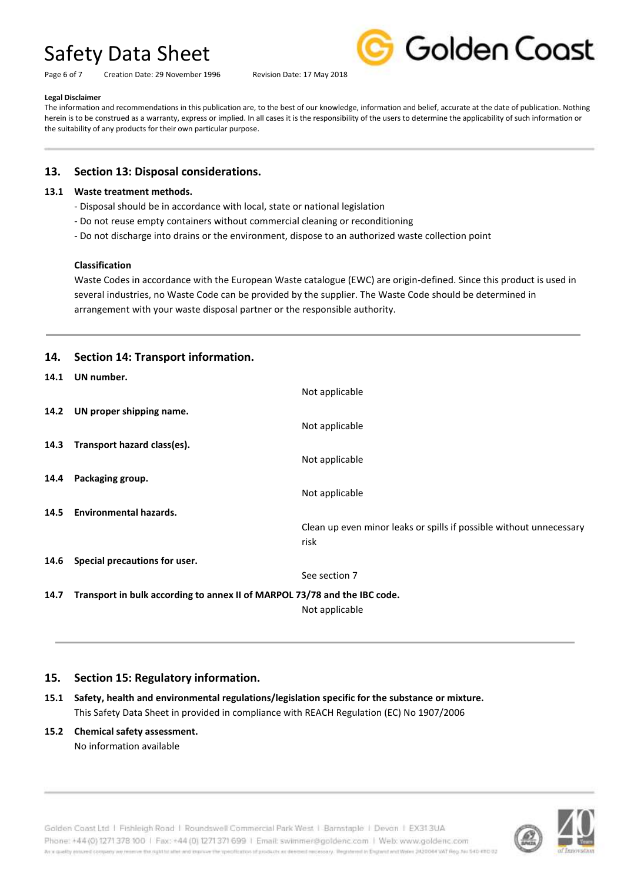**Legal Disclaimer**

The information and recommendations in this publication are, to the best of our knowledge, information and belief, accurate at the date of publication. Nothing herein is to be construed as a warranty, express or implied. In all cases it is the responsibility of the users to determine the applicability of such information or the suitability of any products for their own particular purpose.

## 13. Section 13: Disposal considerations.

### 13.1 Waste treatment methods.

- Disposal should be in accordance with local, state or national legislation
- Do not reuse empty containers without commercial cleaning or reconditioning
- Do not discharge into drains or the environment, dispose to an authorized waste collection point

**Classification**

Waste Codes in accordance with the European Waste catalogue (EWC) are origin-defined. Since this product is used in several industries, no Waste Code can be provided by the supplier. The Waste Code should be determined in arrangement with your waste disposal partner or the responsible authority.

## 14. Section 14: Transport information.

**14.1 UN number.**

Not applicable

**14.2 UN proper shipping name.**

Not applicable

**14.3 Transport hazard class(es).**

Not applicable

**14.4 Packaging group.**

Not applicable

**14.5 Environmental hazards.**

Clean up even minor leaks or spills if possible without unnecessary risk

**14.6 Special precautions for user.**

See section 7

**14.7 Transport in bulk according to annex II of MARPOL 73/78 and the IBC code.**

Not applicable

## 15. Section 15: Regulatory information.

**15.1 Safety, health and environmental regulations/legislation specific for the substance or mixture.**

This Safety Data Sheet in provided in compliance with REACH Regulation (EC) No 1907/2006

**15.2 Chemical safety assessment.**

No information available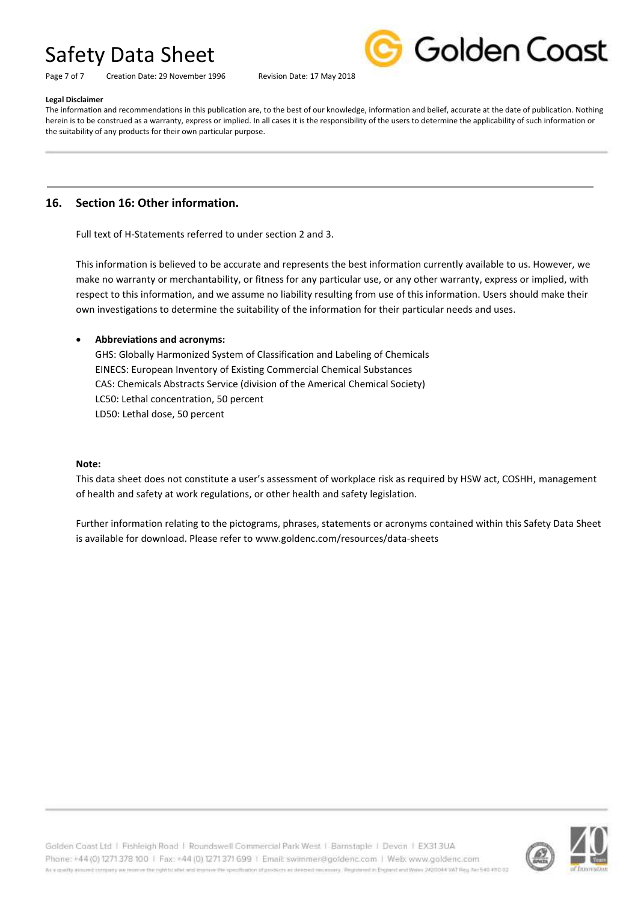**Legal Disclaimer**

The information and recommendations in this publication are, to the best of our knowledge, information and belief, accurate at the date of publication. Nothing herein is to be construed as a warranty, express or implied. In all cases it is the responsibility of the users to determine the applicability of such information or the suitability of any products for their own particular purpose.

## 16. Section 16: Other information.

Full text of H-Statements referred to under section 2 and 3.

This information is believed to be accurate and represents the best information currently available to us. However, we make no warranty or merchantability, or fitness for any particular use, or any other warranty, express or implied, with respect to this information, and we assume no liability resulting from use of this information. Users should make their own investigations to determine the suitability of the information for their particular needs and uses.

- **Abbreviations and acronyms:**
  GHS: Globally Harmonized System of Classification and Labeling of Chemicals
  EINECS: European Inventory of Existing Commercial Chemical Substances
  CAS: Chemicals Abstracts Service (division of the Americal Chemical Society)
  LC50: Lethal concentration, 50 percent
  LD50: Lethal dose, 50 percent

**Note:**

This data sheet does not constitute a user's assessment of workplace risk as required by HSW act, COSHH, management of health and safety at work regulations, or other health and safety legislation.

Further information relating to the pictograms, phrases, statements or acronyms contained within this Safety Data Sheet is available for download. Please refer to www.goldenc.com/resources/data-sheets